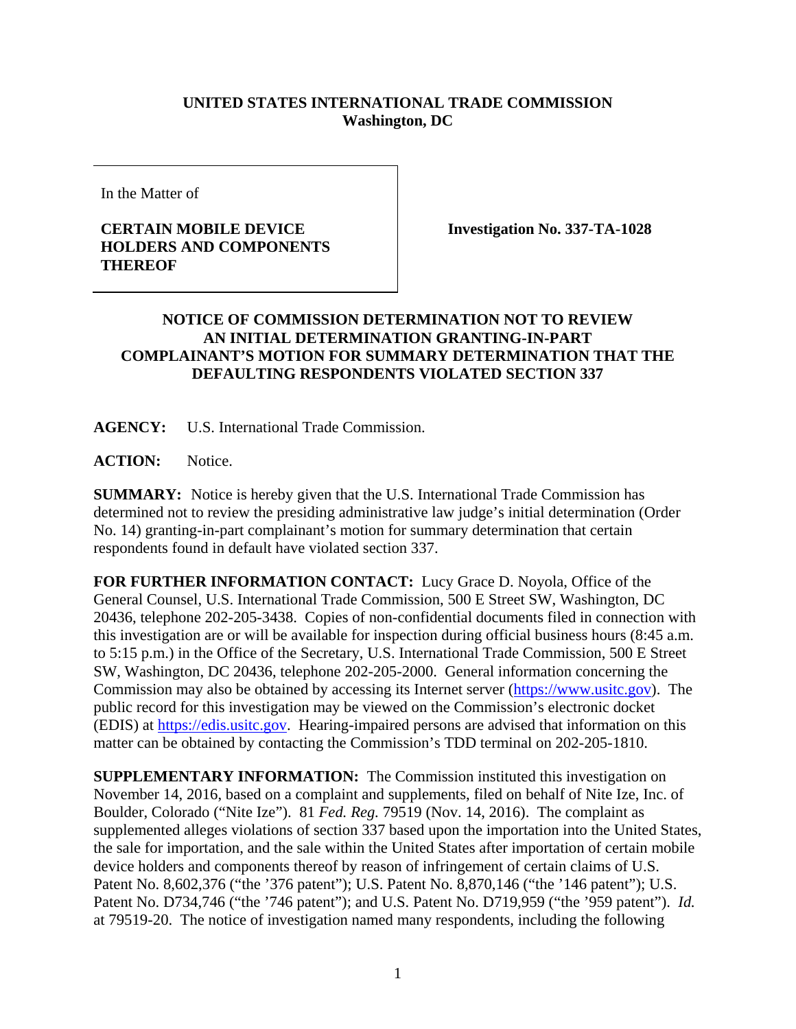**UNITED STATES INTERNATIONAL TRADE COMMISSION**
**Washington, DC**

| In the Matter of<br><br>**CERTAIN MOBILE DEVICE HOLDERS AND COMPONENTS THEREOF** | **Investigation No. 337-TA-1028** |
|---|---|

## NOTICE OF COMMISSION DETERMINATION NOT TO REVIEW AN INITIAL DETERMINATION GRANTING-IN-PART COMPLAINANT'S MOTION FOR SUMMARY DETERMINATION THAT THE DEFAULTING RESPONDENTS VIOLATED SECTION 337

**AGENCY:** U.S. International Trade Commission.

**ACTION:** Notice.

**SUMMARY:** Notice is hereby given that the U.S. International Trade Commission has determined not to review the presiding administrative law judge's initial determination (Order No. 14) granting-in-part complainant's motion for summary determination that certain respondents found in default have violated section 337.

**FOR FURTHER INFORMATION CONTACT:** Lucy Grace D. Noyola, Office of the General Counsel, U.S. International Trade Commission, 500 E Street SW, Washington, DC 20436, telephone 202-205-3438. Copies of non-confidential documents filed in connection with this investigation are or will be available for inspection during official business hours (8:45 a.m. to 5:15 p.m.) in the Office of the Secretary, U.S. International Trade Commission, 500 E Street SW, Washington, DC 20436, telephone 202-205-2000. General information concerning the Commission may also be obtained by accessing its Internet server (https://www.usitc.gov). The public record for this investigation may be viewed on the Commission's electronic docket (EDIS) at https://edis.usitc.gov. Hearing-impaired persons are advised that information on this matter can be obtained by contacting the Commission's TDD terminal on 202-205-1810.

**SUPPLEMENTARY INFORMATION:** The Commission instituted this investigation on November 14, 2016, based on a complaint and supplements, filed on behalf of Nite Ize, Inc. of Boulder, Colorado ("Nite Ize"). 81 *Fed. Reg.* 79519 (Nov. 14, 2016). The complaint as supplemented alleges violations of section 337 based upon the importation into the United States, the sale for importation, and the sale within the United States after importation of certain mobile device holders and components thereof by reason of infringement of certain claims of U.S. Patent No. 8,602,376 ("the '376 patent"); U.S. Patent No. 8,870,146 ("the '146 patent"); U.S. Patent No. D734,746 ("the '746 patent"); and U.S. Patent No. D719,959 ("the '959 patent"). *Id.* at 79519-20. The notice of investigation named many respondents, including the following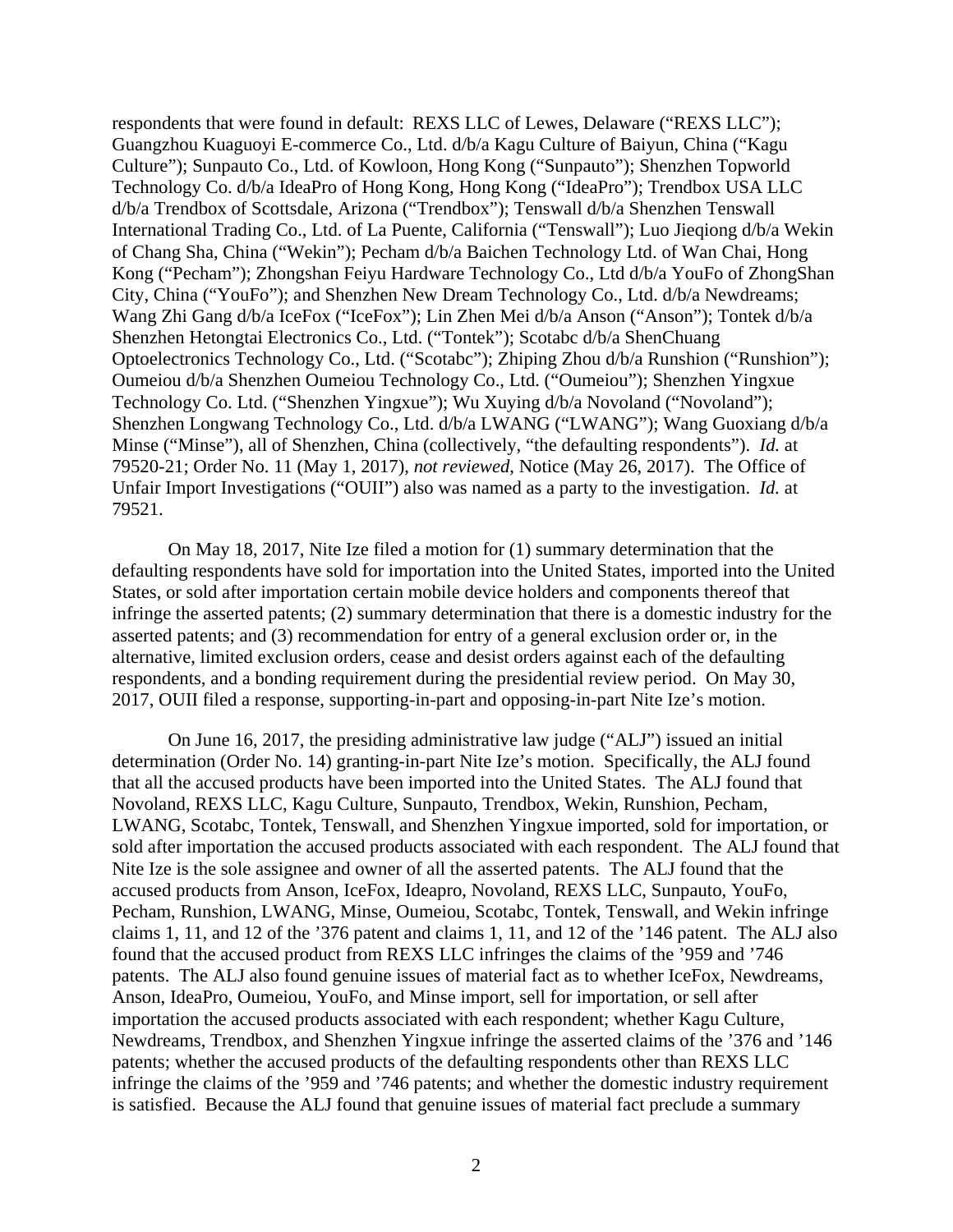respondents that were found in default: REXS LLC of Lewes, Delaware ("REXS LLC"); Guangzhou Kuaguoyi E-commerce Co., Ltd. d/b/a Kagu Culture of Baiyun, China ("Kagu Culture"); Sunpauto Co., Ltd. of Kowloon, Hong Kong ("Sunpauto"); Shenzhen Topworld Technology Co. d/b/a IdeaPro of Hong Kong, Hong Kong ("IdeaPro"); Trendbox USA LLC d/b/a Trendbox of Scottsdale, Arizona ("Trendbox"); Tenswall d/b/a Shenzhen Tenswall International Trading Co., Ltd. of La Puente, California ("Tenswall"); Luo Jieqiong d/b/a Wekin of Chang Sha, China ("Wekin"); Pecham d/b/a Baichen Technology Ltd. of Wan Chai, Hong Kong ("Pecham"); Zhongshan Feiyu Hardware Technology Co., Ltd d/b/a YouFo of ZhongShan City, China ("YouFo"); and Shenzhen New Dream Technology Co., Ltd. d/b/a Newdreams; Wang Zhi Gang d/b/a IceFox ("IceFox"); Lin Zhen Mei d/b/a Anson ("Anson"); Tontek d/b/a Shenzhen Hetongtai Electronics Co., Ltd. ("Tontek"); Scotabc d/b/a ShenChuang Optoelectronics Technology Co., Ltd. ("Scotabc"); Zhiping Zhou d/b/a Runshion ("Runshion"); Oumeiou d/b/a Shenzhen Oumeiou Technology Co., Ltd. ("Oumeiou"); Shenzhen Yingxue Technology Co. Ltd. ("Shenzhen Yingxue"); Wu Xuying d/b/a Novoland ("Novoland"); Shenzhen Longwang Technology Co., Ltd. d/b/a LWANG ("LWANG"); Wang Guoxiang d/b/a Minse ("Minse"), all of Shenzhen, China (collectively, "the defaulting respondents"). *Id.* at 79520-21; Order No. 11 (May 1, 2017), *not reviewed*, Notice (May 26, 2017). The Office of Unfair Import Investigations ("OUII") also was named as a party to the investigation. *Id.* at 79521.

On May 18, 2017, Nite Ize filed a motion for (1) summary determination that the defaulting respondents have sold for importation into the United States, imported into the United States, or sold after importation certain mobile device holders and components thereof that infringe the asserted patents; (2) summary determination that there is a domestic industry for the asserted patents; and (3) recommendation for entry of a general exclusion order or, in the alternative, limited exclusion orders, cease and desist orders against each of the defaulting respondents, and a bonding requirement during the presidential review period. On May 30, 2017, OUII filed a response, supporting-in-part and opposing-in-part Nite Ize's motion.

On June 16, 2017, the presiding administrative law judge ("ALJ") issued an initial determination (Order No. 14) granting-in-part Nite Ize's motion. Specifically, the ALJ found that all the accused products have been imported into the United States. The ALJ found that Novoland, REXS LLC, Kagu Culture, Sunpauto, Trendbox, Wekin, Runshion, Pecham, LWANG, Scotabc, Tontek, Tenswall, and Shenzhen Yingxue imported, sold for importation, or sold after importation the accused products associated with each respondent. The ALJ found that Nite Ize is the sole assignee and owner of all the asserted patents. The ALJ found that the accused products from Anson, IceFox, Ideapro, Novoland, REXS LLC, Sunpauto, YouFo, Pecham, Runshion, LWANG, Minse, Oumeiou, Scotabc, Tontek, Tenswall, and Wekin infringe claims 1, 11, and 12 of the '376 patent and claims 1, 11, and 12 of the '146 patent. The ALJ also found that the accused product from REXS LLC infringes the claims of the '959 and '746 patents. The ALJ also found genuine issues of material fact as to whether IceFox, Newdreams, Anson, IdeaPro, Oumeiou, YouFo, and Minse import, sell for importation, or sell after importation the accused products associated with each respondent; whether Kagu Culture, Newdreams, Trendbox, and Shenzhen Yingxue infringe the asserted claims of the '376 and '146 patents; whether the accused products of the defaulting respondents other than REXS LLC infringe the claims of the '959 and '746 patents; and whether the domestic industry requirement is satisfied. Because the ALJ found that genuine issues of material fact preclude a summary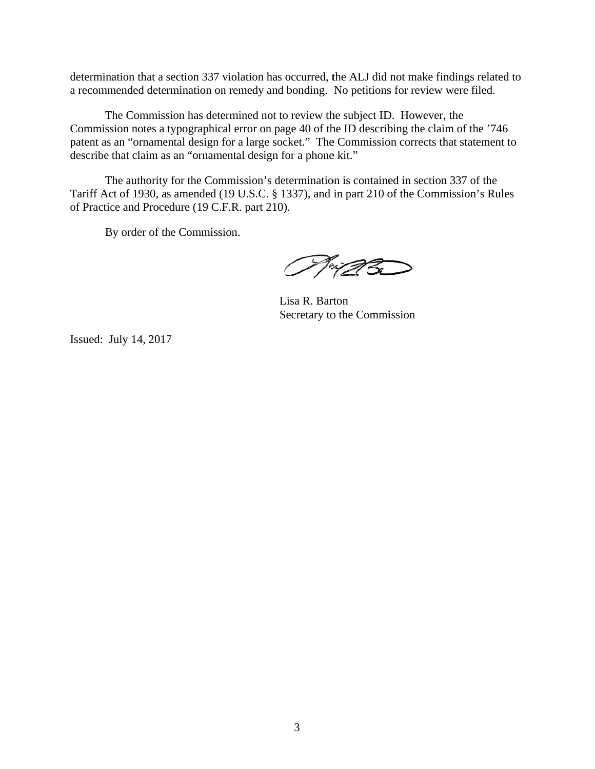determination that a section 337 violation has occurred, the ALJ did not make findings related to a recommended determination on remedy and bonding. No petitions for review were filed.

The Commission has determined not to review the subject ID. However, the Commission notes a typographical error on page 40 of the ID describing the claim of the '746 patent as an "ornamental design for a large socket." The Commission corrects that statement to describe that claim as an "ornamental design for a phone kit."

The authority for the Commission's determination is contained in section 337 of the Tariff Act of 1930, as amended (19 U.S.C. § 1337), and in part 210 of the Commission's Rules of Practice and Procedure (19 C.F.R. part 210).

By order of the Commission.

Lisa R. Barton
Secretary to the Commission

Issued: July 14, 2017